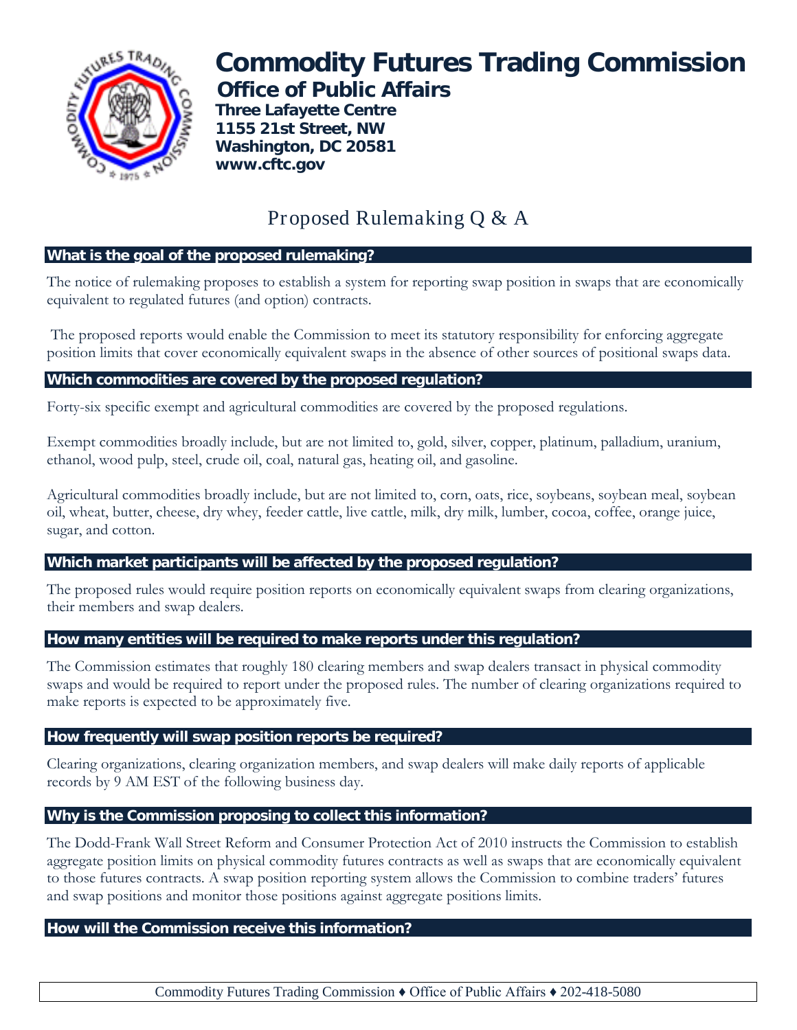# Commodity Futures Trading Commission

## Office of Public Affairs

**Three Lafayette Centre**
**1155 21st Street, NW**
**Washington, DC 20581**
**www.cftc.gov**

## Proposed Rulemaking Q & A

### What is the goal of the proposed rulemaking?

The notice of rulemaking proposes to establish a system for reporting swap position in swaps that are economically equivalent to regulated futures (and option) contracts.

The proposed reports would enable the Commission to meet its statutory responsibility for enforcing aggregate position limits that cover economically equivalent swaps in the absence of other sources of positional swaps data.

### Which commodities are covered by the proposed regulation?

Forty-six specific exempt and agricultural commodities are covered by the proposed regulations.

Exempt commodities broadly include, but are not limited to, gold, silver, copper, platinum, palladium, uranium, ethanol, wood pulp, steel, crude oil, coal, natural gas, heating oil, and gasoline.

Agricultural commodities broadly include, but are not limited to, corn, oats, rice, soybeans, soybean meal, soybean oil, wheat, butter, cheese, dry whey, feeder cattle, live cattle, milk, dry milk, lumber, cocoa, coffee, orange juice, sugar, and cotton.

### Which market participants will be affected by the proposed regulation?

The proposed rules would require position reports on economically equivalent swaps from clearing organizations, their members and swap dealers.

### How many entities will be required to make reports under this regulation?

The Commission estimates that roughly 180 clearing members and swap dealers transact in physical commodity swaps and would be required to report under the proposed rules. The number of clearing organizations required to make reports is expected to be approximately five.

### How frequently will swap position reports be required?

Clearing organizations, clearing organization members, and swap dealers will make daily reports of applicable records by 9 AM EST of the following business day.

### Why is the Commission proposing to collect this information?

The Dodd-Frank Wall Street Reform and Consumer Protection Act of 2010 instructs the Commission to establish aggregate position limits on physical commodity futures contracts as well as swaps that are economically equivalent to those futures contracts. A swap position reporting system allows the Commission to combine traders' futures and swap positions and monitor those positions against aggregate positions limits.

### How will the Commission receive this information?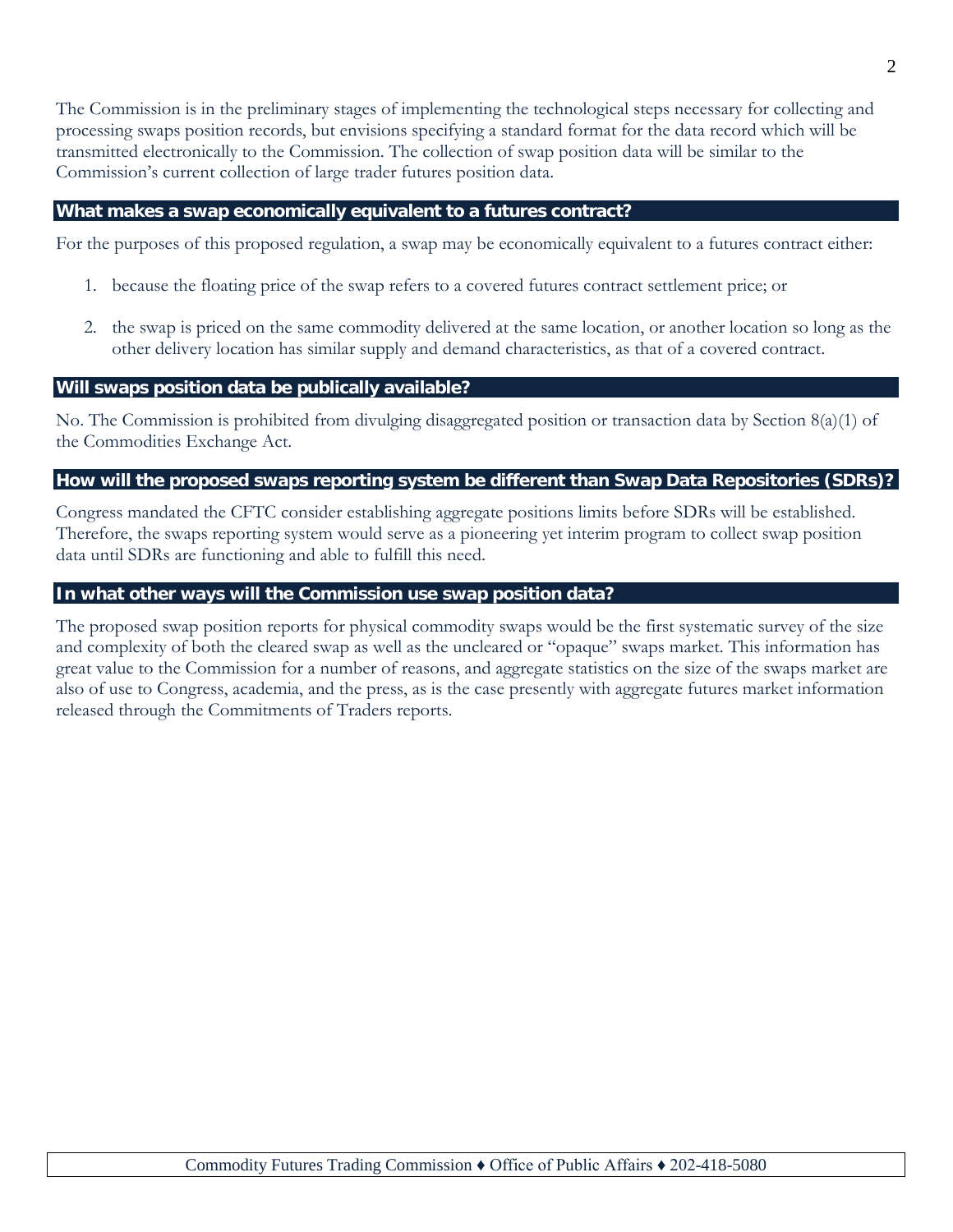The Commission is in the preliminary stages of implementing the technological steps necessary for collecting and processing swaps position records, but envisions specifying a standard format for the data record which will be transmitted electronically to the Commission. The collection of swap position data will be similar to the Commission's current collection of large trader futures position data.

## What makes a swap economically equivalent to a futures contract?

For the purposes of this proposed regulation, a swap may be economically equivalent to a futures contract either:

1. because the floating price of the swap refers to a covered futures contract settlement price; or

2. the swap is priced on the same commodity delivered at the same location, or another location so long as the other delivery location has similar supply and demand characteristics, as that of a covered contract.

## Will swaps position data be publically available?

No. The Commission is prohibited from divulging disaggregated position or transaction data by Section 8(a)(1) of the Commodities Exchange Act.

## How will the proposed swaps reporting system be different than Swap Data Repositories (SDRs)?

Congress mandated the CFTC consider establishing aggregate positions limits before SDRs will be established. Therefore, the swaps reporting system would serve as a pioneering yet interim program to collect swap position data until SDRs are functioning and able to fulfill this need.

## In what other ways will the Commission use swap position data?

The proposed swap position reports for physical commodity swaps would be the first systematic survey of the size and complexity of both the cleared swap as well as the uncleared or "opaque" swaps market. This information has great value to the Commission for a number of reasons, and aggregate statistics on the size of the swaps market are also of use to Congress, academia, and the press, as is the case presently with aggregate futures market information released through the Commitments of Traders reports.